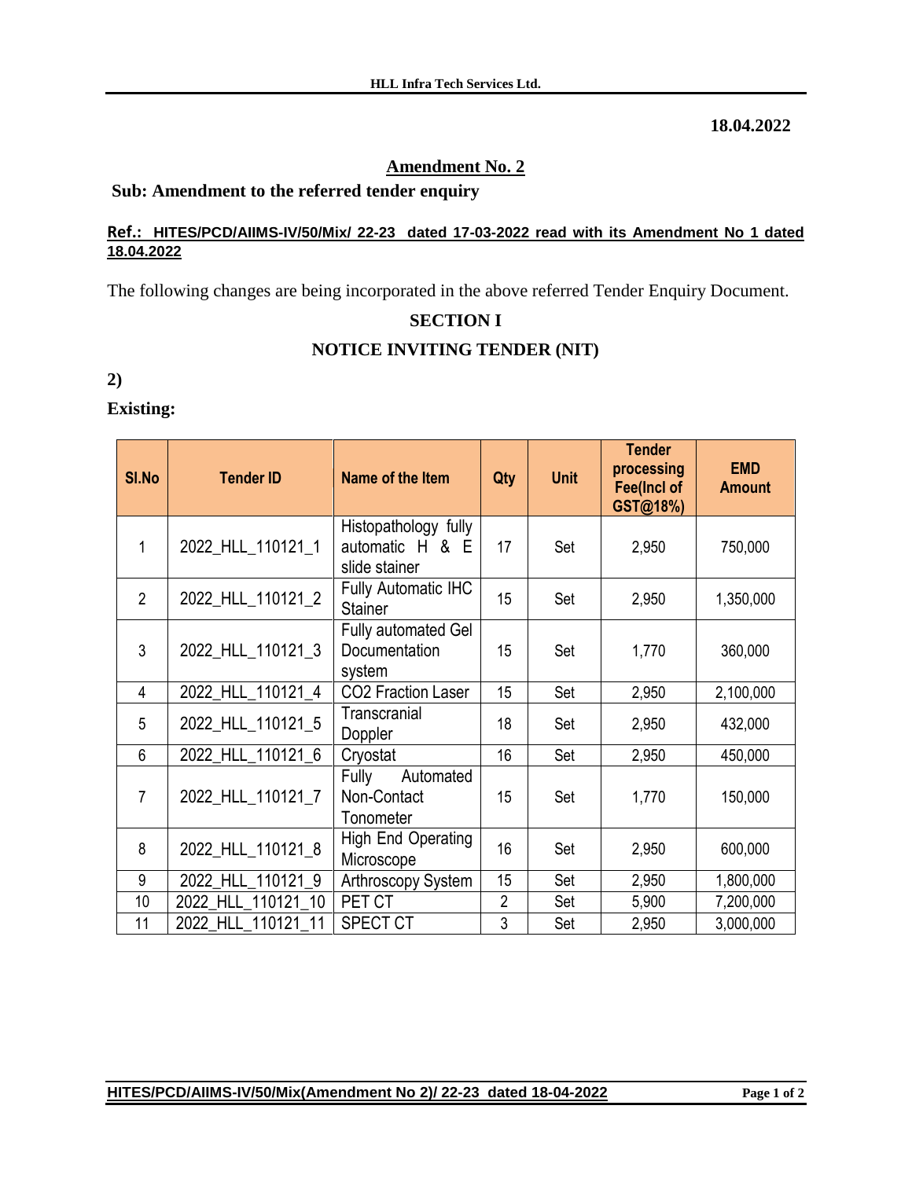**18.04.2022**

## Amendment No. 2

**Sub: Amendment to the referred tender enquiry**

**Ref.: HITES/PCD/AIIMS-IV/50/Mix/ 22-23 dated 17-03-2022 read with its Amendment No 1 dated 18.04.2022**

The following changes are being incorporated in the above referred Tender Enquiry Document.

### SECTION I

### NOTICE INVITING TENDER (NIT)

**2)**

**Existing:**

| Sl.No | Tender ID | Name of the Item | Qty | Unit | Tender processing Fee(Incl of GST@18%) | EMD Amount |
|---|---|---|---|---|---|---|
| 1 | 2022_HLL_110121_1 | Histopathology fully automatic H & E slide stainer | 17 | Set | 2,950 | 750,000 |
| 2 | 2022_HLL_110121_2 | Fully Automatic IHC Stainer | 15 | Set | 2,950 | 1,350,000 |
| 3 | 2022_HLL_110121_3 | Fully automated Gel Documentation system | 15 | Set | 1,770 | 360,000 |
| 4 | 2022_HLL_110121_4 | CO2 Fraction Laser | 15 | Set | 2,950 | 2,100,000 |
| 5 | 2022_HLL_110121_5 | Transcranial Doppler | 18 | Set | 2,950 | 432,000 |
| 6 | 2022_HLL_110121_6 | Cryostat | 16 | Set | 2,950 | 450,000 |
| 7 | 2022_HLL_110121_7 | Fully Automated Non-Contact Tonometer | 15 | Set | 1,770 | 150,000 |
| 8 | 2022_HLL_110121_8 | High End Operating Microscope | 16 | Set | 2,950 | 600,000 |
| 9 | 2022_HLL_110121_9 | Arthroscopy System | 15 | Set | 2,950 | 1,800,000 |
| 10 | 2022_HLL_110121_10 | PET CT | 2 | Set | 5,900 | 7,200,000 |
| 11 | 2022_HLL_110121_11 | SPECT CT | 3 | Set | 2,950 | 3,000,000 |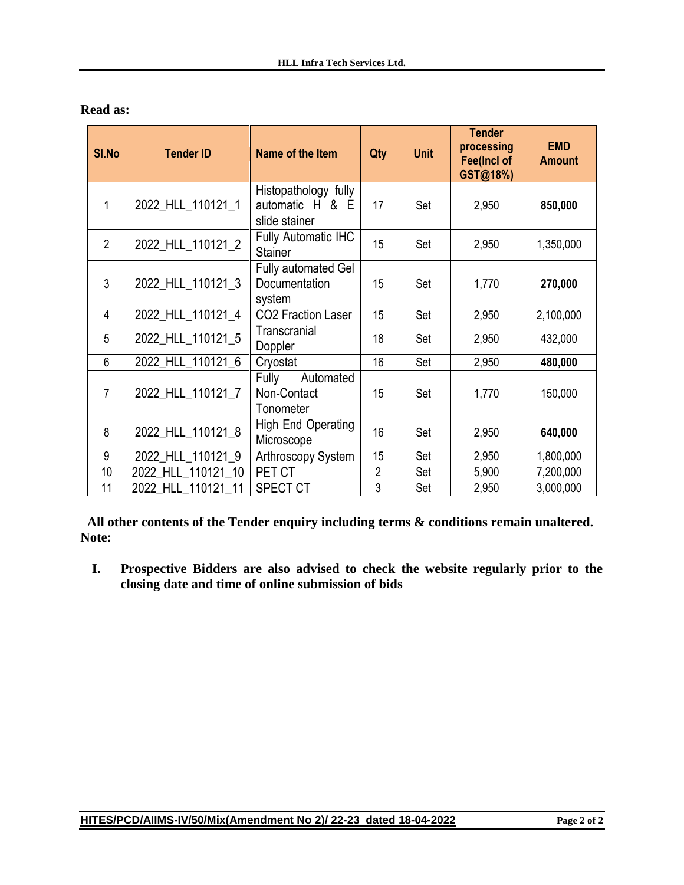**Read as:**

| Sl.No | Tender ID | Name of the Item | Qty | Unit | Tender processing Fee(Incl of GST@18%) | EMD Amount |
|---|---|---|---|---|---|---|
| 1 | 2022_HLL_110121_1 | Histopathology fully automatic H & E slide stainer | 17 | Set | 2,950 | **850,000** |
| 2 | 2022_HLL_110121_2 | Fully Automatic IHC Stainer | 15 | Set | 2,950 | 1,350,000 |
| 3 | 2022_HLL_110121_3 | Fully automated Gel Documentation system | 15 | Set | 1,770 | **270,000** |
| 4 | 2022_HLL_110121_4 | $CO_2$ Fraction Laser | 15 | Set | 2,950 | 2,100,000 |
| 5 | 2022_HLL_110121_5 | Transcranial Doppler | 18 | Set | 2,950 | 432,000 |
| 6 | 2022_HLL_110121_6 | Cryostat | 16 | Set | 2,950 | **480,000** |
| 7 | 2022_HLL_110121_7 | Fully Automated Non-Contact Tonometer | 15 | Set | 1,770 | 150,000 |
| 8 | 2022_HLL_110121_8 | High End Operating Microscope | 16 | Set | 2,950 | **640,000** |
| 9 | 2022_HLL_110121_9 | Arthroscopy System | 15 | Set | 2,950 | 1,800,000 |
| 10 | 2022_HLL_110121_10 | PET CT | 2 | Set | 5,900 | 7,200,000 |
| 11 | 2022_HLL_110121_11 | SPECT CT | 3 | Set | 2,950 | 3,000,000 |

**All other contents of the Tender enquiry including terms & conditions remain unaltered.**

**Note:**

**I. Prospective Bidders are also advised to check the website regularly prior to the closing date and time of online submission of bids**

**HITES/PCD/AIIMS-IV/50/Mix(Amendment No 2)/ 22-23 dated 18-04-2022**